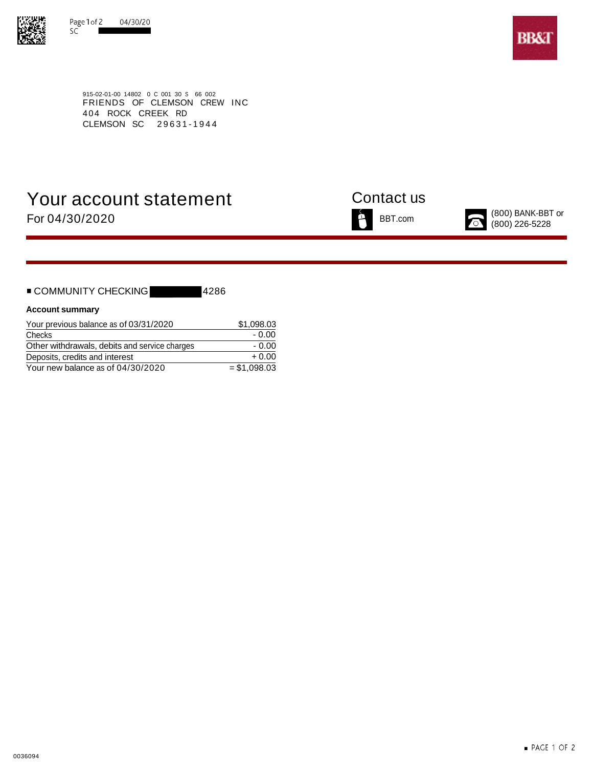915-02-01-00 14802 0 C 001 30 S 66 002
FRIENDS OF CLEMSON CREW INC
404 ROCK CREEK RD
CLEMSON SC 29631-1944

# Your account statement

For 04/30/2020

## Contact us

BBT.com

(800) BANK-BBT or (800) 226-5228

■ COMMUNITY CHECKING 4286

**Account summary**

| | |
|---|---|
| Your previous balance as of 03/31/2020 | $1,098.03 |
| Checks | - 0.00 |
| Other withdrawals, debits and service charges | - 0.00 |
| Deposits, credits and interest | + 0.00 |
| Your new balance as of 04/30/2020 | = $1,098.03 |

0036094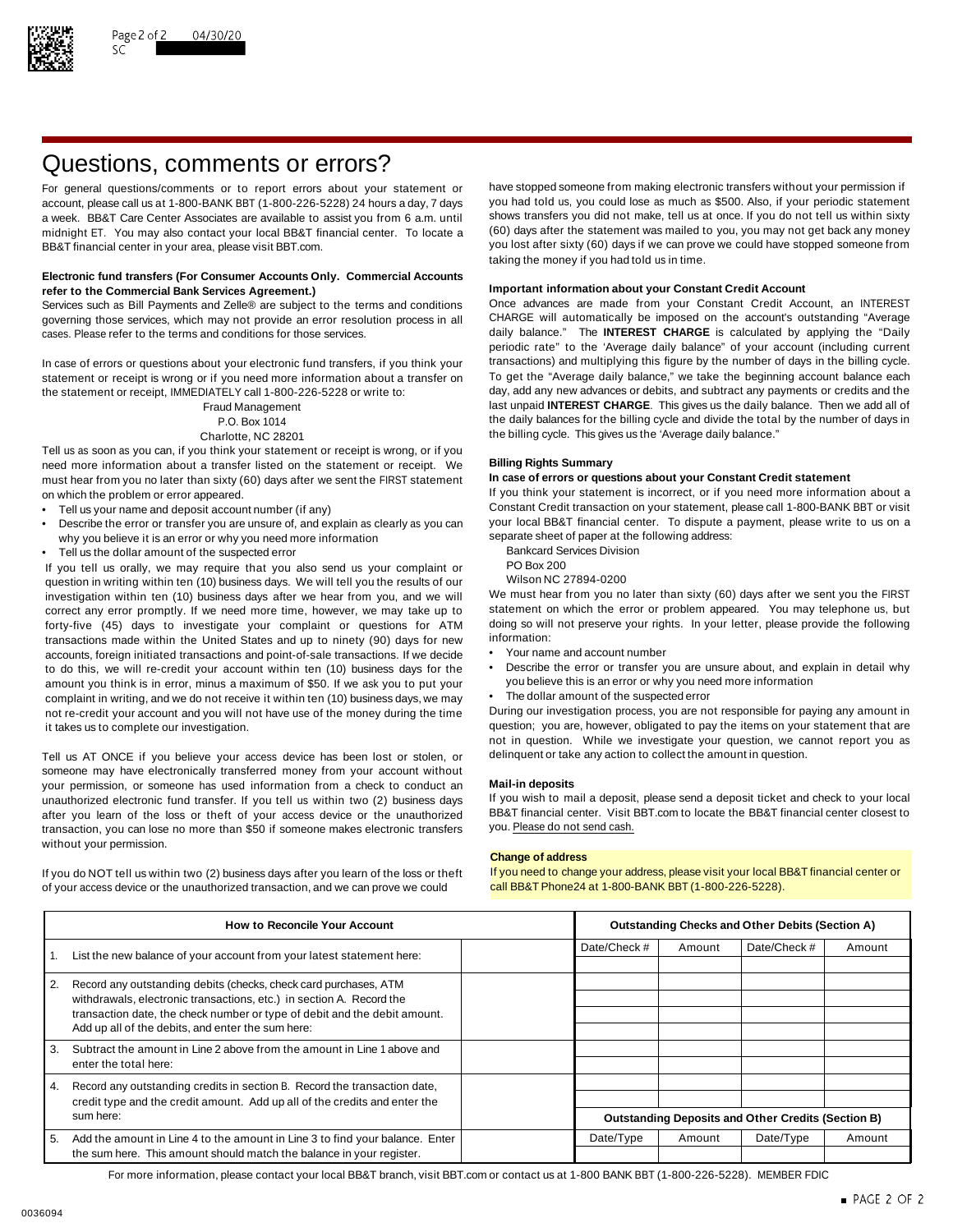# Questions, comments or errors?

For general questions/comments or to report errors about your statement or account, please call us at 1-800-BANK BBT (1-800-226-5228) 24 hours a day, 7 days a week. BB&T Care Center Associates are available to assist you from 6 a.m. until midnight ET. You may also contact your local BB&T financial center. To locate a BB&T financial center in your area, please visit BBT.com.

**Electronic fund transfers (For Consumer Accounts Only. Commercial Accounts refer to the Commercial Bank Services Agreement.)**

Services such as Bill Payments and Zelle® are subject to the terms and conditions governing those services, which may not provide an error resolution process in all cases. Please refer to the terms and conditions for those services.

In case of errors or questions about your electronic fund transfers, if you think your statement or receipt is wrong or if you need more information about a transfer on the statement or receipt, IMMEDIATELY call 1-800-226-5228 or write to:

Fraud Management
P.O. Box 1014
Charlotte, NC 28201

Tell us as soon as you can, if you think your statement or receipt is wrong, or if you need more information about a transfer listed on the statement or receipt. We must hear from you no later than sixty (60) days after we sent the FIRST statement on which the problem or error appeared.

- Tell us your name and deposit account number (if any)
- Describe the error or transfer you are unsure of, and explain as clearly as you can why you believe it is an error or why you need more information
- Tell us the dollar amount of the suspected error

If you tell us orally, we may require that you also send us your complaint or question in writing within ten (10) business days. We will tell you the results of our investigation within ten (10) business days after we hear from you, and we will correct any error promptly. If we need more time, however, we may take up to forty-five (45) days to investigate your complaint or questions for ATM transactions made within the United States and up to ninety (90) days for new accounts, foreign initiated transactions and point-of-sale transactions. If we decide to do this, we will re-credit your account within ten (10) business days for the amount you think is in error, minus a maximum of $50. If we ask you to put your complaint in writing, and we do not receive it within ten (10) business days, we may not re-credit your account and you will not have use of the money during the time it takes us to complete our investigation.

Tell us AT ONCE if you believe your access device has been lost or stolen, or someone may have electronically transferred money from your account without your permission, or someone has used information from a check to conduct an unauthorized electronic fund transfer. If you tell us within two (2) business days after you learn of the loss or theft of your access device or the unauthorized transaction, you can lose no more than $50 if someone makes electronic transfers without your permission.

If you do NOT tell us within two (2) business days after you learn of the loss or theft of your access device or the unauthorized transaction, and we can prove we could have stopped someone from making electronic transfers without your permission if you had told us, you could lose as much as $500. Also, if your periodic statement shows transfers you did not make, tell us at once. If you do not tell us within sixty (60) days after the statement was mailed to you, you may not get back any money you lost after sixty (60) days if we can prove we could have stopped someone from taking the money if you had told us in time.

**Important information about your Constant Credit Account**

Once advances are made from your Constant Credit Account, an INTEREST CHARGE will automatically be imposed on the account's outstanding "Average daily balance." The **INTEREST CHARGE** is calculated by applying the "Daily periodic rate" to the 'Average daily balance" of your account (including current transactions) and multiplying this figure by the number of days in the billing cycle. To get the "Average daily balance," we take the beginning account balance each day, add any new advances or debits, and subtract any payments or credits and the last unpaid **INTEREST CHARGE**. This gives us the daily balance. Then we add all of the daily balances for the billing cycle and divide the total by the number of days in the billing cycle. This gives us the 'Average daily balance."

**Billing Rights Summary**

**In case of errors or questions about your Constant Credit statement**

If you think your statement is incorrect, or if you need more information about a Constant Credit transaction on your statement, please call 1-800-BANK BBT or visit your local BB&T financial center. To dispute a payment, please write to us on a separate sheet of paper at the following address:

Bankcard Services Division
PO Box 200
Wilson NC 27894-0200

We must hear from you no later than sixty (60) days after we sent you the FIRST statement on which the error or problem appeared. You may telephone us, but doing so will not preserve your rights. In your letter, please provide the following information:

- Your name and account number
- Describe the error or transfer you are unsure about, and explain in detail why you believe this is an error or why you need more information
- The dollar amount of the suspected error

During our investigation process, you are not responsible for paying any amount in question; you are, however, obligated to pay the items on your statement that are not in question. While we investigate your question, we cannot report you as delinquent or take any action to collect the amount in question.

**Mail-in deposits**

If you wish to mail a deposit, please send a deposit ticket and check to your local BB&T financial center. Visit BBT.com to locate the BB&T financial center closest to you. Please do not send cash.

**Change of address**

If you need to change your address, please visit your local BB&T financial center or call BB&T Phone24 at 1-800-BANK BBT (1-800-226-5228).

| How to Reconcile Your Account | | |
|---|---|---|
| 1. | List the new balance of your account from your latest statement here: | |
| 2. | Record any outstanding debits (checks, check card purchases, ATM withdrawals, electronic transactions, etc.) in section A. Record the transaction date, the check number or type of debit and the debit amount. Add up all of the debits, and enter the sum here: | |
| 3. | Subtract the amount in Line 2 above from the amount in Line 1 above and enter the total here: | |
| 4. | Record any outstanding credits in section B. Record the transaction date, credit type and the credit amount. Add up all of the credits and enter the sum here: | |
| 5. | Add the amount in Line 4 to the amount in Line 3 to find your balance. Enter the sum here. This amount should match the balance in your register. | |

| Outstanding Checks and Other Debits (Section A) | | | |
|---|---|---|---|
| Date/Check # | Amount | Date/Check # | Amount |
| | | | |
| | | | |
| | | | |
| | | | |
| | | | |
| | | | |
| | | | |
| | | | |
| | | | |

| Outstanding Deposits and Other Credits (Section B) | | | |
|---|---|---|---|
| Date/Type | Amount | Date/Type | Amount |
| | | | |

For more information, please contact your local BB&T branch, visit BBT.com or contact us at 1-800 BANK BBT (1-800-226-5228). MEMBER FDIC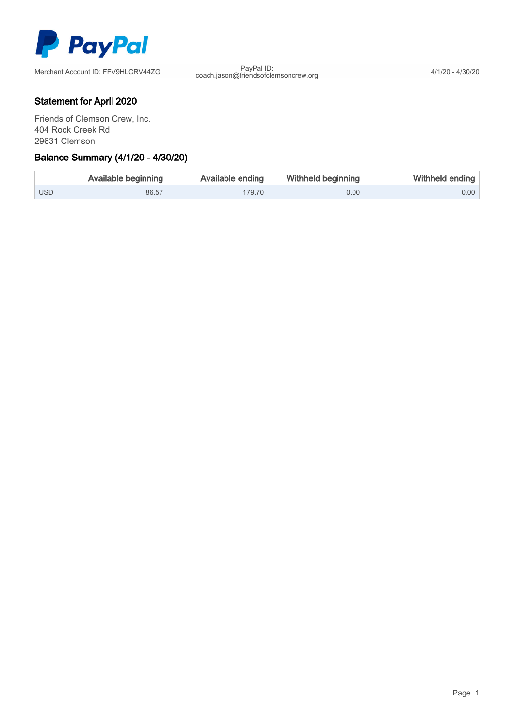PayPal

Merchant Account ID: FFV9HLCRV44ZG

PayPal ID: coach.jason@friendsofclemsoncrew.org

4/1/20 - 4/30/20

## Statement for April 2020

Friends of Clemson Crew, Inc.
404 Rock Creek Rd
29631 Clemson

## Balance Summary (4/1/20 - 4/30/20)

| | Available beginning | Available ending | Withheld beginning | Withheld ending |
|---|---|---|---|---|
| USD | 86.57 | 179.70 | 0.00 | 0.00 |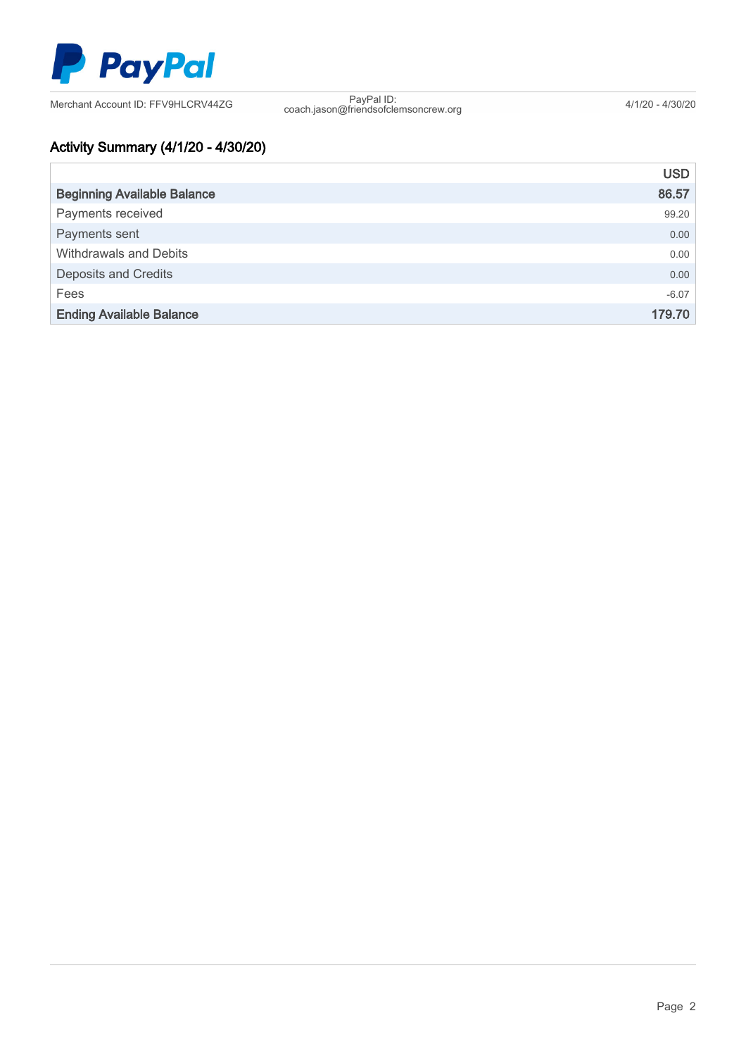PayPal

Merchant Account ID: FFV9HLCRV44ZG

PayPal ID: coach.jason@friendsofclemsoncrew.org

4/1/20 - 4/30/20

## Activity Summary (4/1/20 - 4/30/20)

| | USD |
|---|---|
| **Beginning Available Balance** | **86.57** |
| Payments received | 99.20 |
| Payments sent | 0.00 |
| Withdrawals and Debits | 0.00 |
| Deposits and Credits | 0.00 |
| Fees | -6.07 |
| **Ending Available Balance** | **179.70** |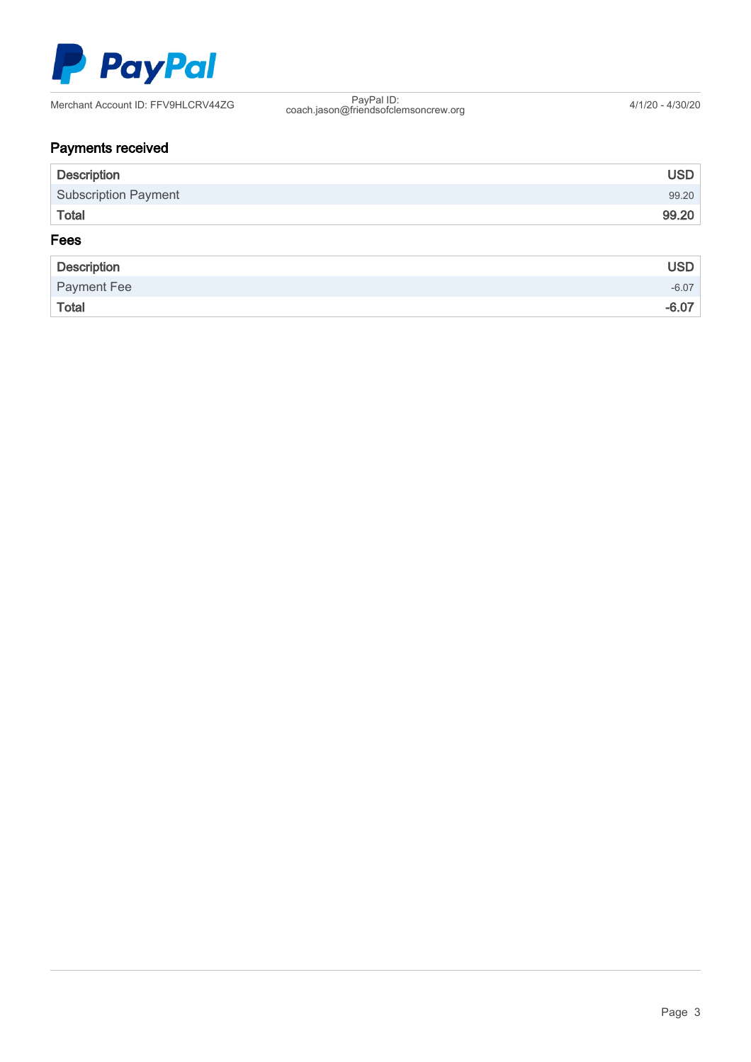PayPal

Merchant Account ID: FFV9HLCRV44ZG | PayPal ID: coach.jason@friendsofclemsoncrew.org | 4/1/20 - 4/30/20

## Payments received

| Description | USD |
|---|---|
| Subscription Payment | 99.20 |
| **Total** | **99.20** |

## Fees

| Description | USD |
|---|---|
| Payment Fee | -6.07 |
| **Total** | **-6.07** |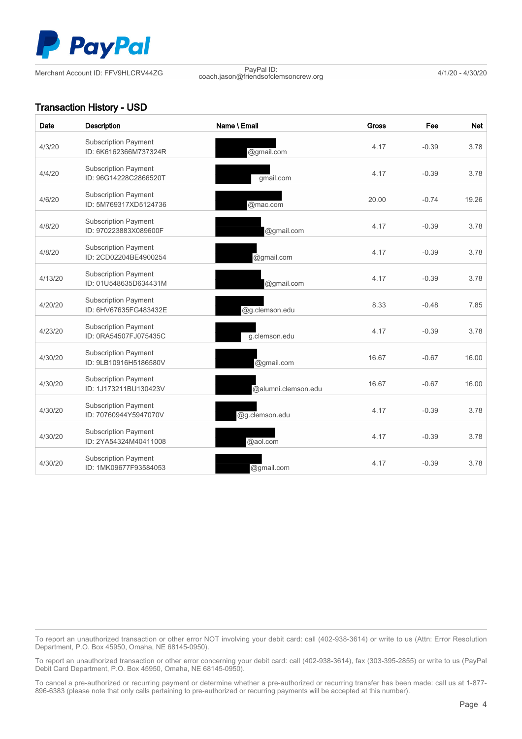PayPal

Merchant Account ID: FFV9HLCRV44ZG

PayPal ID:
coach.jason@friendsofclemsoncrew.org

4/1/20 - 4/30/20

## Transaction History - USD

| Date | Description | Name \ Email | Gross | Fee | Net |
|---|---|---|---|---|---|
| 4/3/20 | Subscription Payment ID: 6K6162366M737324R | @gmail.com | 4.17 | -0.39 | 3.78 |
| 4/4/20 | Subscription Payment ID: 96G14228C2866520T | gmail.com | 4.17 | -0.39 | 3.78 |
| 4/6/20 | Subscription Payment ID: 5M769317XD5124736 | @mac.com | 20.00 | -0.74 | 19.26 |
| 4/8/20 | Subscription Payment ID: 970223883X089600F | @gmail.com | 4.17 | -0.39 | 3.78 |
| 4/8/20 | Subscription Payment ID: 2CD02204BE4900254 | @gmail.com | 4.17 | -0.39 | 3.78 |
| 4/13/20 | Subscription Payment ID: 01U548635D634431M | @gmail.com | 4.17 | -0.39 | 3.78 |
| 4/20/20 | Subscription Payment ID: 6HV67635FG483432E | @g.clemson.edu | 8.33 | -0.48 | 7.85 |
| 4/23/20 | Subscription Payment ID: 0RA54507FJ075435C | g.clemson.edu | 4.17 | -0.39 | 3.78 |
| 4/30/20 | Subscription Payment ID: 9LB10916H5186580V | @gmail.com | 16.67 | -0.67 | 16.00 |
| 4/30/20 | Subscription Payment ID: 1J173211BU130423V | @alumni.clemson.edu | 16.67 | -0.67 | 16.00 |
| 4/30/20 | Subscription Payment ID: 70760944Y5947070V | @g.clemson.edu | 4.17 | -0.39 | 3.78 |
| 4/30/20 | Subscription Payment ID: 2YA54324M40411008 | @aol.com | 4.17 | -0.39 | 3.78 |
| 4/30/20 | Subscription Payment ID: 1MK09677F93584053 | @gmail.com | 4.17 | -0.39 | 3.78 |

To report an unauthorized transaction or other error NOT involving your debit card: call (402-938-3614) or write to us (Attn: Error Resolution Department, P.O. Box 45950, Omaha, NE 68145-0950).

To report an unauthorized transaction or other error concerning your debit card: call (402-938-3614), fax (303-395-2855) or write to us (PayPal Debit Card Department, P.O. Box 45950, Omaha, NE 68145-0950).

To cancel a pre-authorized or recurring payment or determine whether a pre-authorized or recurring transfer has been made: call us at 1-877-896-6383 (please note that only calls pertaining to pre-authorized or recurring payments will be accepted at this number).